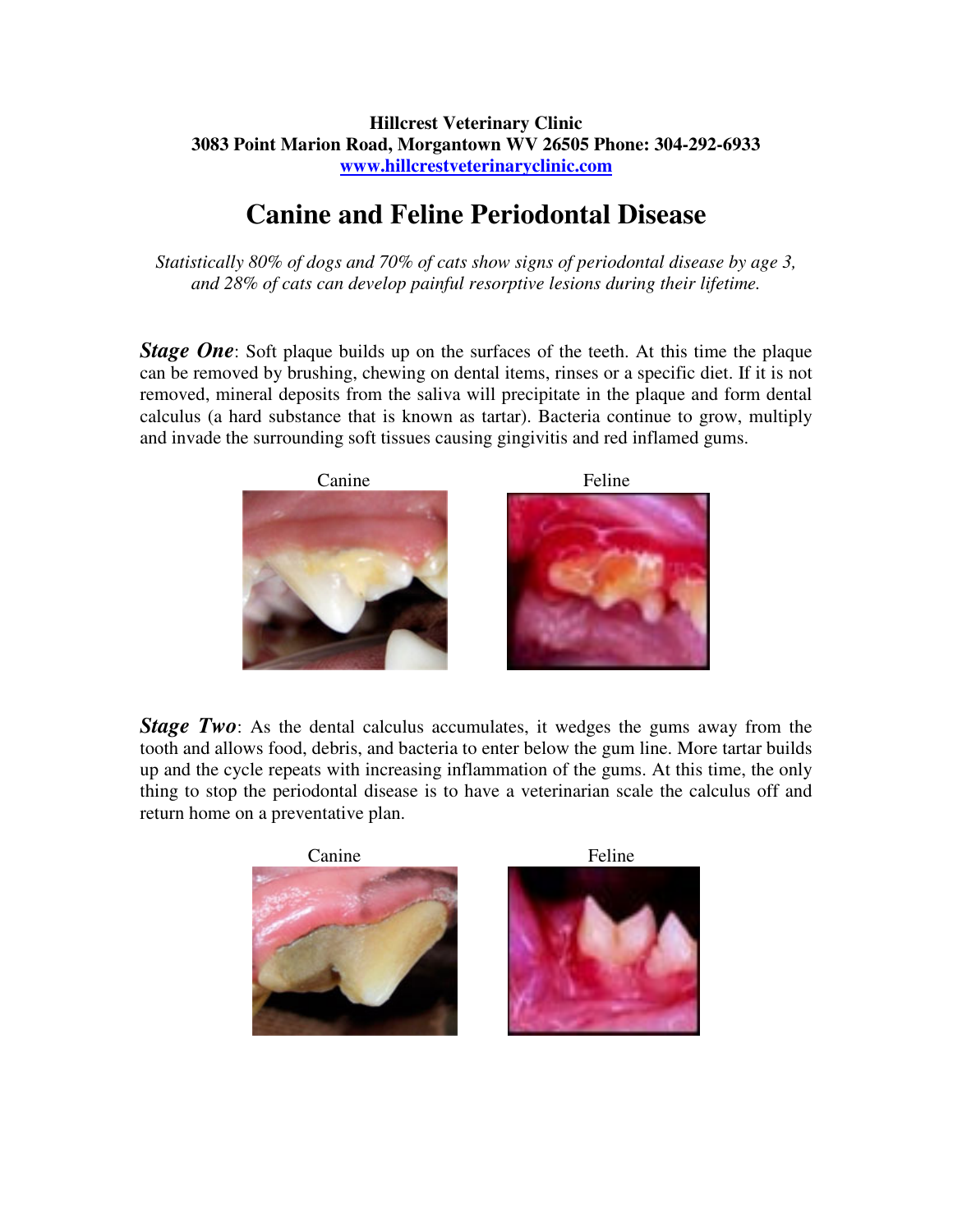**Hillcrest Veterinary Clinic**
**3083 Point Marion Road, Morgantown WV 26505 Phone: 304-292-6933**
**www.hillcrestveterinaryclinic.com**

# Canine and Feline Periodontal Disease

*Statistically 80% of dogs and 70% of cats show signs of periodontal disease by age 3, and 28% of cats can develop painful resorptive lesions during their lifetime.*

***Stage One***: Soft plaque builds up on the surfaces of the teeth. At this time the plaque can be removed by brushing, chewing on dental items, rinses or a specific diet. If it is not removed, mineral deposits from the saliva will precipitate in the plaque and form dental calculus (a hard substance that is known as tartar). Bacteria continue to grow, multiply and invade the surrounding soft tissues causing gingivitis and red inflamed gums.

Canine

Feline

***Stage Two***: As the dental calculus accumulates, it wedges the gums away from the tooth and allows food, debris, and bacteria to enter below the gum line. More tartar builds up and the cycle repeats with increasing inflammation of the gums. At this time, the only thing to stop the periodontal disease is to have a veterinarian scale the calculus off and return home on a preventative plan.

Canine

Feline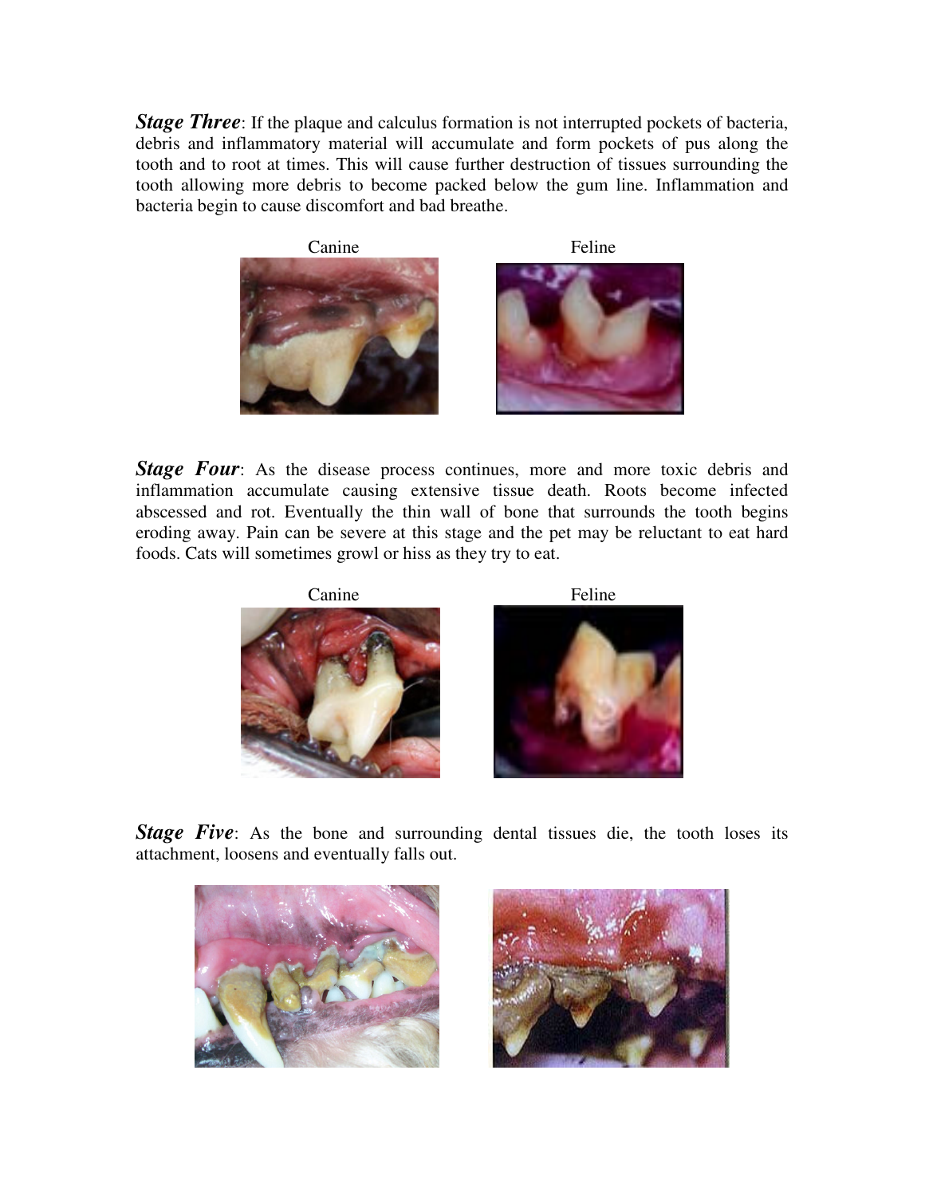***Stage Three***: If the plaque and calculus formation is not interrupted pockets of bacteria, debris and inflammatory material will accumulate and form pockets of pus along the tooth and to root at times. This will cause further destruction of tissues surrounding the tooth allowing more debris to become packed below the gum line. Inflammation and bacteria begin to cause discomfort and bad breathe.

Canine

Feline

***Stage Four***: As the disease process continues, more and more toxic debris and inflammation accumulate causing extensive tissue death. Roots become infected abscessed and rot. Eventually the thin wall of bone that surrounds the tooth begins eroding away. Pain can be severe at this stage and the pet may be reluctant to eat hard foods. Cats will sometimes growl or hiss as they try to eat.

Canine

Feline

***Stage Five***: As the bone and surrounding dental tissues die, the tooth loses its attachment, loosens and eventually falls out.